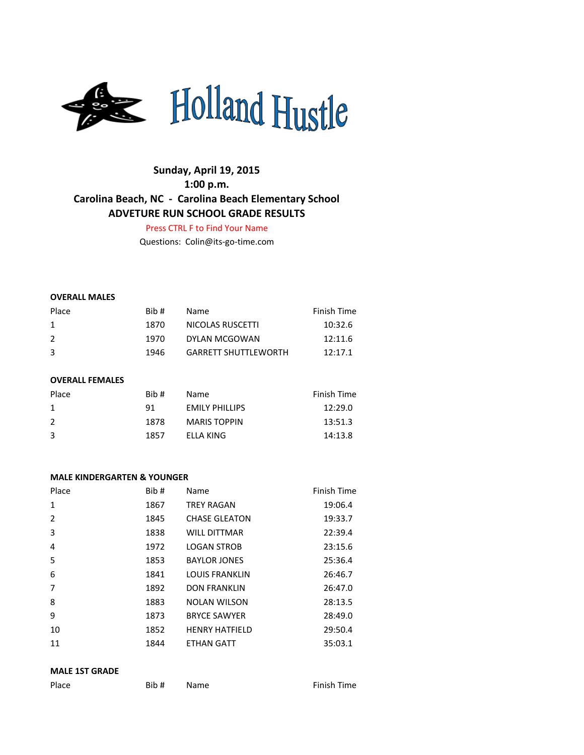# Holland Hustle

**Sunday, April 19, 2015**
**1:00 p.m.**
**Carolina Beach, NC - Carolina Beach Elementary School**
**ADVETURE RUN SCHOOL GRADE RESULTS**

Press CTRL F to Find Your Name

Questions: Colin@its-go-time.com

**OVERALL MALES**

| Place | Bib # | Name | Finish Time |
|---|---|---|---|
| 1 | 1870 | NICOLAS RUSCETTI | 10:32.6 |
| 2 | 1970 | DYLAN MCGOWAN | 12:11.6 |
| 3 | 1946 | GARRETT SHUTTLEWORTH | 12:17.1 |

**OVERALL FEMALES**

| Place | Bib # | Name | Finish Time |
|---|---|---|---|
| 1 | 91 | EMILY PHILLIPS | 12:29.0 |
| 2 | 1878 | MARIS TOPPIN | 13:51.3 |
| 3 | 1857 | ELLA KING | 14:13.8 |

**MALE KINDERGARTEN & YOUNGER**

| Place | Bib # | Name | Finish Time |
|---|---|---|---|
| 1 | 1867 | TREY RAGAN | 19:06.4 |
| 2 | 1845 | CHASE GLEATON | 19:33.7 |
| 3 | 1838 | WILL DITTMAR | 22:39.4 |
| 4 | 1972 | LOGAN STROB | 23:15.6 |
| 5 | 1853 | BAYLOR JONES | 25:36.4 |
| 6 | 1841 | LOUIS FRANKLIN | 26:46.7 |
| 7 | 1892 | DON FRANKLIN | 26:47.0 |
| 8 | 1883 | NOLAN WILSON | 28:13.5 |
| 9 | 1873 | BRYCE SAWYER | 28:49.0 |
| 10 | 1852 | HENRY HATFIELD | 29:50.4 |
| 11 | 1844 | ETHAN GATT | 35:03.1 |

**MALE 1ST GRADE**

| Place | Bib # | Name | Finish Time |
|---|---|---|---|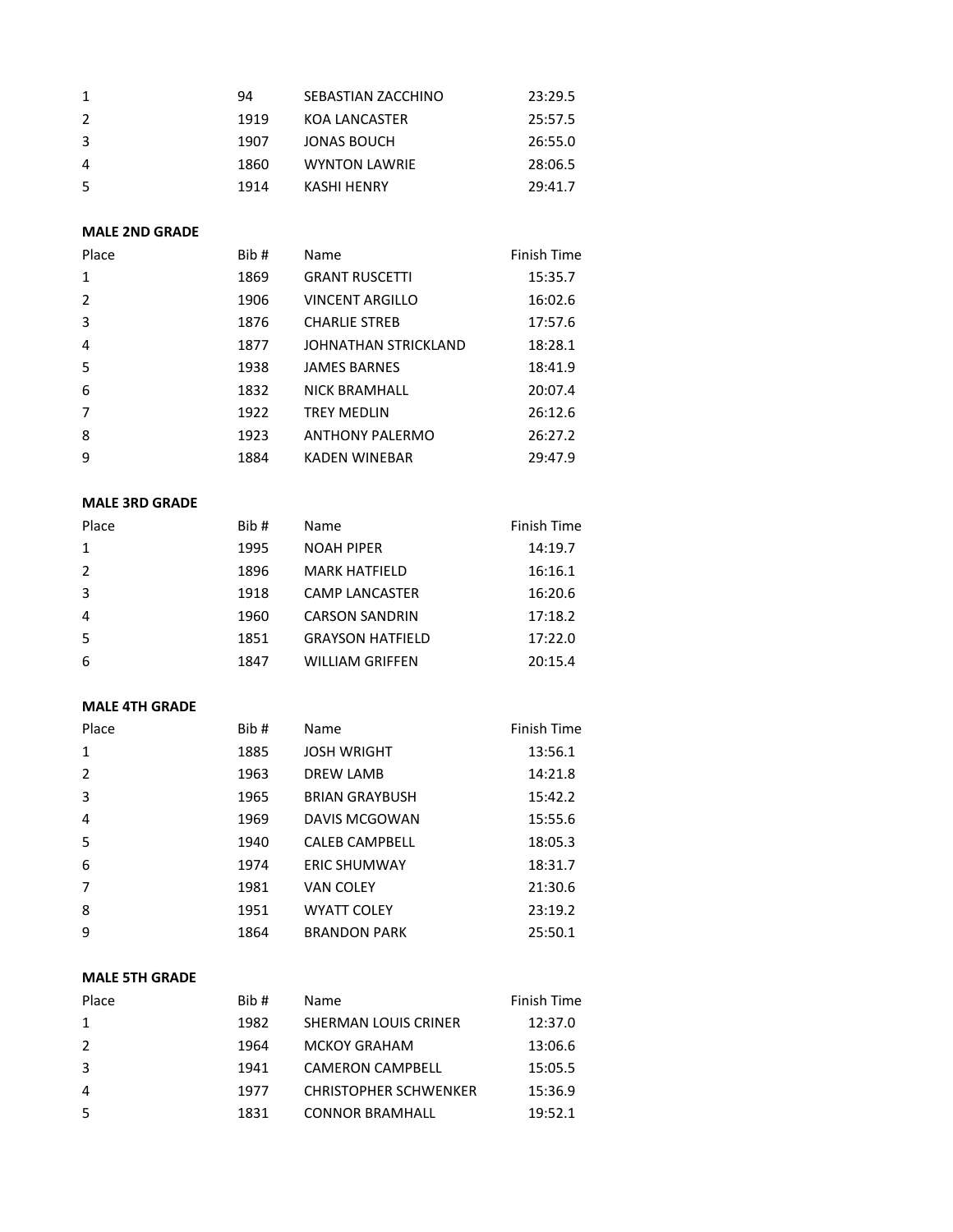| Place | Bib # | Name | Finish Time |
|---|---|---|---|
| 1 | 94 | SEBASTIAN ZACCHINO | 23:29.5 |
| 2 | 1919 | KOA LANCASTER | 25:57.5 |
| 3 | 1907 | JONAS BOUCH | 26:55.0 |
| 4 | 1860 | WYNTON LAWRIE | 28:06.5 |
| 5 | 1914 | KASHI HENRY | 29:41.7 |

**MALE 2ND GRADE**

| Place | Bib # | Name | Finish Time |
|---|---|---|---|
| 1 | 1869 | GRANT RUSCETTI | 15:35.7 |
| 2 | 1906 | VINCENT ARGILLO | 16:02.6 |
| 3 | 1876 | CHARLIE STREB | 17:57.6 |
| 4 | 1877 | JOHNATHAN STRICKLAND | 18:28.1 |
| 5 | 1938 | JAMES BARNES | 18:41.9 |
| 6 | 1832 | NICK BRAMHALL | 20:07.4 |
| 7 | 1922 | TREY MEDLIN | 26:12.6 |
| 8 | 1923 | ANTHONY PALERMO | 26:27.2 |
| 9 | 1884 | KADEN WINEBAR | 29:47.9 |

**MALE 3RD GRADE**

| Place | Bib # | Name | Finish Time |
|---|---|---|---|
| 1 | 1995 | NOAH PIPER | 14:19.7 |
| 2 | 1896 | MARK HATFIELD | 16:16.1 |
| 3 | 1918 | CAMP LANCASTER | 16:20.6 |
| 4 | 1960 | CARSON SANDRIN | 17:18.2 |
| 5 | 1851 | GRAYSON HATFIELD | 17:22.0 |
| 6 | 1847 | WILLIAM GRIFFEN | 20:15.4 |

**MALE 4TH GRADE**

| Place | Bib # | Name | Finish Time |
|---|---|---|---|
| 1 | 1885 | JOSH WRIGHT | 13:56.1 |
| 2 | 1963 | DREW LAMB | 14:21.8 |
| 3 | 1965 | BRIAN GRAYBUSH | 15:42.2 |
| 4 | 1969 | DAVIS MCGOWAN | 15:55.6 |
| 5 | 1940 | CALEB CAMPBELL | 18:05.3 |
| 6 | 1974 | ERIC SHUMWAY | 18:31.7 |
| 7 | 1981 | VAN COLEY | 21:30.6 |
| 8 | 1951 | WYATT COLEY | 23:19.2 |
| 9 | 1864 | BRANDON PARK | 25:50.1 |

**MALE 5TH GRADE**

| Place | Bib # | Name | Finish Time |
|---|---|---|---|
| 1 | 1982 | SHERMAN LOUIS CRINER | 12:37.0 |
| 2 | 1964 | MCKOY GRAHAM | 13:06.6 |
| 3 | 1941 | CAMERON CAMPBELL | 15:05.5 |
| 4 | 1977 | CHRISTOPHER SCHWENKER | 15:36.9 |
| 5 | 1831 | CONNOR BRAMHALL | 19:52.1 |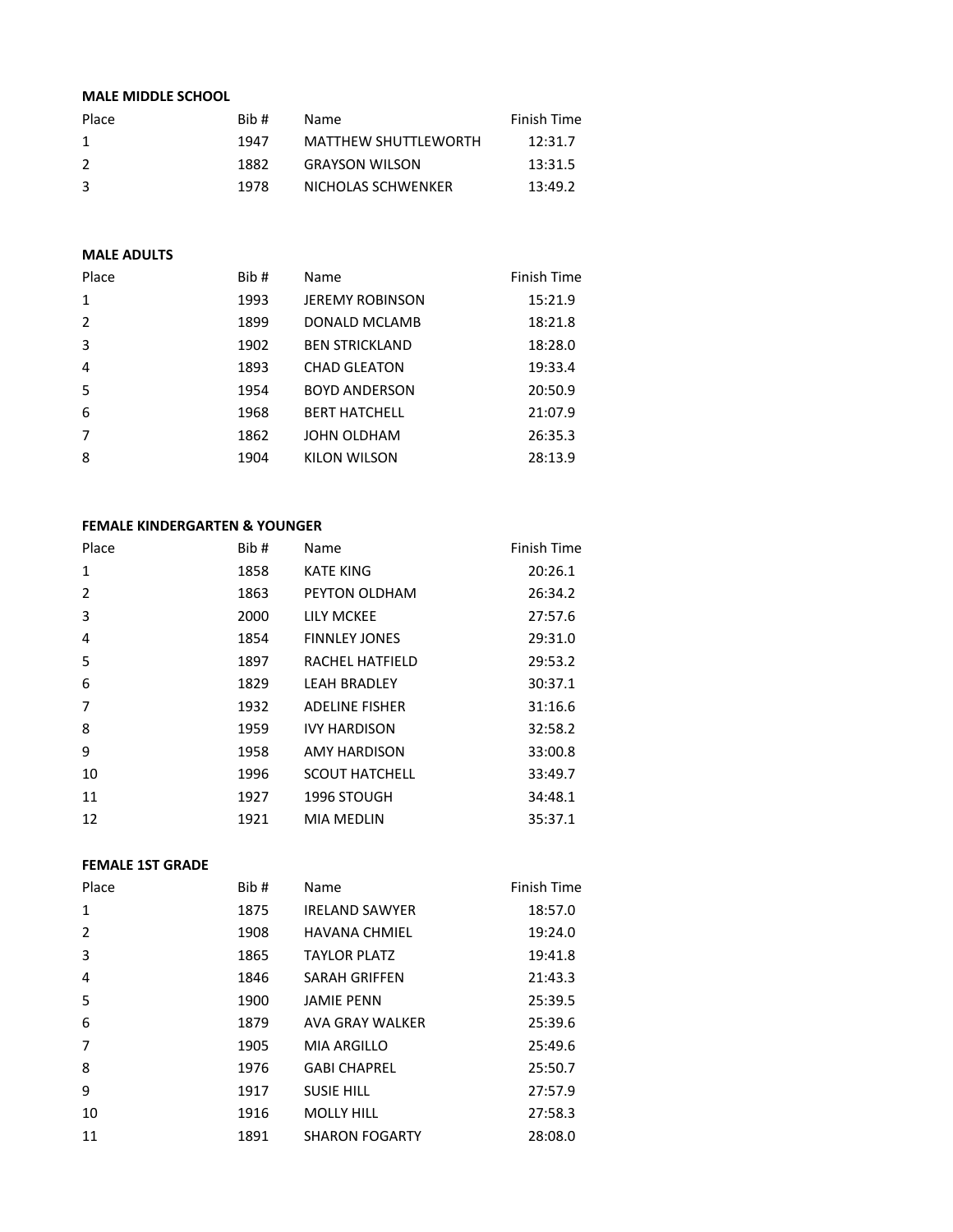**MALE MIDDLE SCHOOL**

| Place | Bib # | Name | Finish Time |
|---|---|---|---|
| 1 | 1947 | MATTHEW SHUTTLEWORTH | 12:31.7 |
| 2 | 1882 | GRAYSON WILSON | 13:31.5 |
| 3 | 1978 | NICHOLAS SCHWENKER | 13:49.2 |

**MALE ADULTS**

| Place | Bib # | Name | Finish Time |
|---|---|---|---|
| 1 | 1993 | JEREMY ROBINSON | 15:21.9 |
| 2 | 1899 | DONALD MCLAMB | 18:21.8 |
| 3 | 1902 | BEN STRICKLAND | 18:28.0 |
| 4 | 1893 | CHAD GLEATON | 19:33.4 |
| 5 | 1954 | BOYD ANDERSON | 20:50.9 |
| 6 | 1968 | BERT HATCHELL | 21:07.9 |
| 7 | 1862 | JOHN OLDHAM | 26:35.3 |
| 8 | 1904 | KILON WILSON | 28:13.9 |

**FEMALE KINDERGARTEN & YOUNGER**

| Place | Bib # | Name | Finish Time |
|---|---|---|---|
| 1 | 1858 | KATE KING | 20:26.1 |
| 2 | 1863 | PEYTON OLDHAM | 26:34.2 |
| 3 | 2000 | LILY MCKEE | 27:57.6 |
| 4 | 1854 | FINNLEY JONES | 29:31.0 |
| 5 | 1897 | RACHEL HATFIELD | 29:53.2 |
| 6 | 1829 | LEAH BRADLEY | 30:37.1 |
| 7 | 1932 | ADELINE FISHER | 31:16.6 |
| 8 | 1959 | IVY HARDISON | 32:58.2 |
| 9 | 1958 | AMY HARDISON | 33:00.8 |
| 10 | 1996 | SCOUT HATCHELL | 33:49.7 |
| 11 | 1927 | 1996 STOUGH | 34:48.1 |
| 12 | 1921 | MIA MEDLIN | 35:37.1 |

**FEMALE 1ST GRADE**

| Place | Bib # | Name | Finish Time |
|---|---|---|---|
| 1 | 1875 | IRELAND SAWYER | 18:57.0 |
| 2 | 1908 | HAVANA CHMIEL | 19:24.0 |
| 3 | 1865 | TAYLOR PLATZ | 19:41.8 |
| 4 | 1846 | SARAH GRIFFEN | 21:43.3 |
| 5 | 1900 | JAMIE PENN | 25:39.5 |
| 6 | 1879 | AVA GRAY WALKER | 25:39.6 |
| 7 | 1905 | MIA ARGILLO | 25:49.6 |
| 8 | 1976 | GABI CHAPREL | 25:50.7 |
| 9 | 1917 | SUSIE HILL | 27:57.9 |
| 10 | 1916 | MOLLY HILL | 27:58.3 |
| 11 | 1891 | SHARON FOGARTY | 28:08.0 |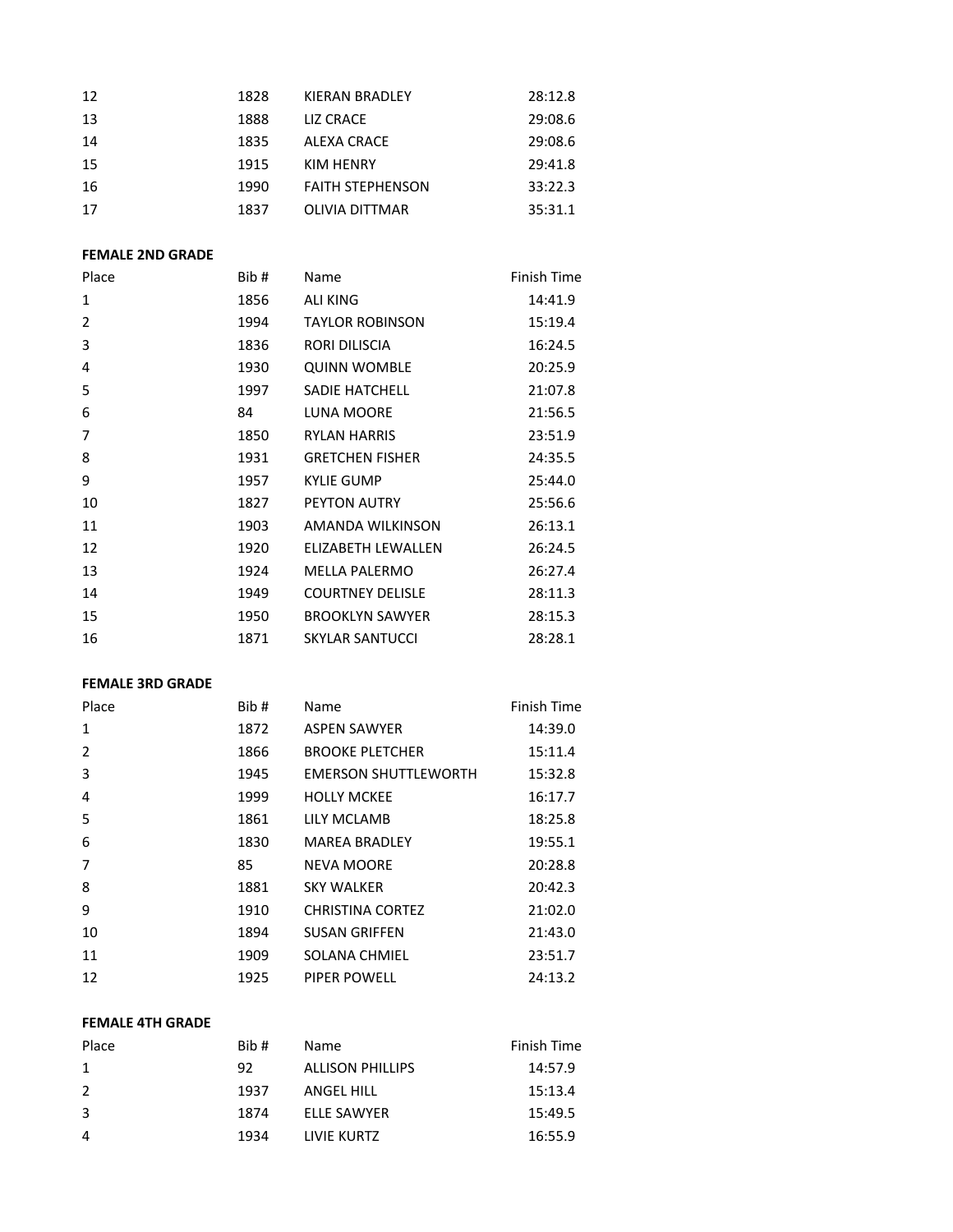| Place | Bib # | Name | Finish Time |
|---|---|---|---|
| 12 | 1828 | KIERAN BRADLEY | 28:12.8 |
| 13 | 1888 | LIZ CRACE | 29:08.6 |
| 14 | 1835 | ALEXA CRACE | 29:08.6 |
| 15 | 1915 | KIM HENRY | 29:41.8 |
| 16 | 1990 | FAITH STEPHENSON | 33:22.3 |
| 17 | 1837 | OLIVIA DITTMAR | 35:31.1 |

**FEMALE 2ND GRADE**

| Place | Bib # | Name | Finish Time |
|---|---|---|---|
| 1 | 1856 | ALI KING | 14:41.9 |
| 2 | 1994 | TAYLOR ROBINSON | 15:19.4 |
| 3 | 1836 | RORI DILISCIA | 16:24.5 |
| 4 | 1930 | QUINN WOMBLE | 20:25.9 |
| 5 | 1997 | SADIE HATCHELL | 21:07.8 |
| 6 | 84 | LUNA MOORE | 21:56.5 |
| 7 | 1850 | RYLAN HARRIS | 23:51.9 |
| 8 | 1931 | GRETCHEN FISHER | 24:35.5 |
| 9 | 1957 | KYLIE GUMP | 25:44.0 |
| 10 | 1827 | PEYTON AUTRY | 25:56.6 |
| 11 | 1903 | AMANDA WILKINSON | 26:13.1 |
| 12 | 1920 | ELIZABETH LEWALLEN | 26:24.5 |
| 13 | 1924 | MELLA PALERMO | 26:27.4 |
| 14 | 1949 | COURTNEY DELISLE | 28:11.3 |
| 15 | 1950 | BROOKLYN SAWYER | 28:15.3 |
| 16 | 1871 | SKYLAR SANTUCCI | 28:28.1 |

**FEMALE 3RD GRADE**

| Place | Bib # | Name | Finish Time |
|---|---|---|---|
| 1 | 1872 | ASPEN SAWYER | 14:39.0 |
| 2 | 1866 | BROOKE PLETCHER | 15:11.4 |
| 3 | 1945 | EMERSON SHUTTLEWORTH | 15:32.8 |
| 4 | 1999 | HOLLY MCKEE | 16:17.7 |
| 5 | 1861 | LILY MCLAMB | 18:25.8 |
| 6 | 1830 | MAREA BRADLEY | 19:55.1 |
| 7 | 85 | NEVA MOORE | 20:28.8 |
| 8 | 1881 | SKY WALKER | 20:42.3 |
| 9 | 1910 | CHRISTINA CORTEZ | 21:02.0 |
| 10 | 1894 | SUSAN GRIFFEN | 21:43.0 |
| 11 | 1909 | SOLANA CHMIEL | 23:51.7 |
| 12 | 1925 | PIPER POWELL | 24:13.2 |

**FEMALE 4TH GRADE**

| Place | Bib # | Name | Finish Time |
|---|---|---|---|
| 1 | 92 | ALLISON PHILLIPS | 14:57.9 |
| 2 | 1937 | ANGEL HILL | 15:13.4 |
| 3 | 1874 | ELLE SAWYER | 15:49.5 |
| 4 | 1934 | LIVIE KURTZ | 16:55.9 |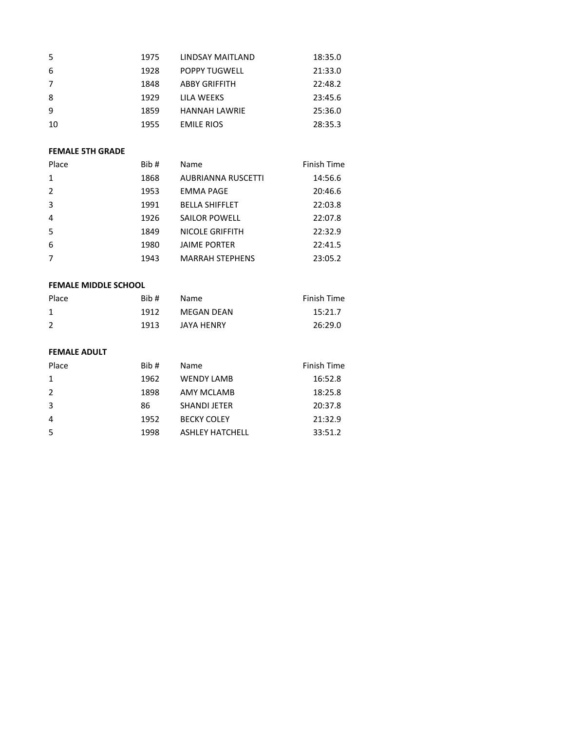| | | | |
|---|---|---|---|
| 5 | 1975 | LINDSAY MAITLAND | 18:35.0 |
| 6 | 1928 | POPPY TUGWELL | 21:33.0 |
| 7 | 1848 | ABBY GRIFFITH | 22:48.2 |
| 8 | 1929 | LILA WEEKS | 23:45.6 |
| 9 | 1859 | HANNAH LAWRIE | 25:36.0 |
| 10 | 1955 | EMILE RIOS | 28:35.3 |

**FEMALE 5TH GRADE**

| Place | Bib # | Name | Finish Time |
|---|---|---|---|
| 1 | 1868 | AUBRIANNA RUSCETTI | 14:56.6 |
| 2 | 1953 | EMMA PAGE | 20:46.6 |
| 3 | 1991 | BELLA SHIFFLET | 22:03.8 |
| 4 | 1926 | SAILOR POWELL | 22:07.8 |
| 5 | 1849 | NICOLE GRIFFITH | 22:32.9 |
| 6 | 1980 | JAIME PORTER | 22:41.5 |
| 7 | 1943 | MARRAH STEPHENS | 23:05.2 |

**FEMALE MIDDLE SCHOOL**

| Place | Bib # | Name | Finish Time |
|---|---|---|---|
| 1 | 1912 | MEGAN DEAN | 15:21.7 |
| 2 | 1913 | JAYA HENRY | 26:29.0 |

**FEMALE ADULT**

| Place | Bib # | Name | Finish Time |
|---|---|---|---|
| 1 | 1962 | WENDY LAMB | 16:52.8 |
| 2 | 1898 | AMY MCLAMB | 18:25.8 |
| 3 | 86 | SHANDI JETER | 20:37.8 |
| 4 | 1952 | BECKY COLEY | 21:32.9 |
| 5 | 1998 | ASHLEY HATCHELL | 33:51.2 |